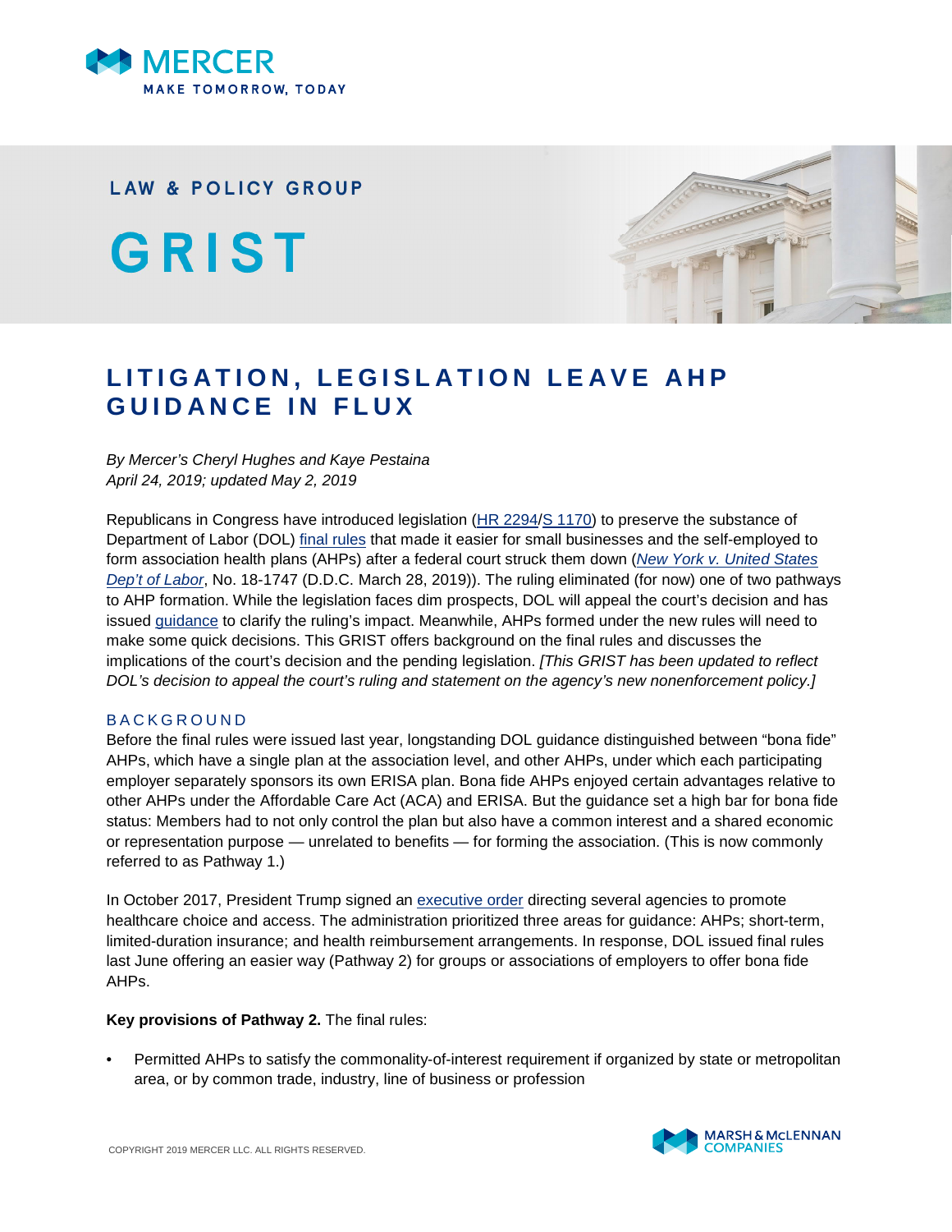LAW & POLICY GROUP

# GRIST

## LITIGATION, LEGISLATION LEAVE AHP GUIDANCE IN FLUX

*By Mercer's Cheryl Hughes and Kaye Pestaina*
*April 24, 2019; updated May 2, 2019*

Republicans in Congress have introduced legislation (HR 2294/S 1170) to preserve the substance of Department of Labor (DOL) final rules that made it easier for small businesses and the self-employed to form association health plans (AHPs) after a federal court struck them down (*New York v. United States Dept't of Labor*, No. 18-1747 (D.D.C. March 28, 2019)). The ruling eliminated (for now) one of two pathways to AHP formation. While the legislation faces dim prospects, DOL will appeal the court's decision and has issued guidance to clarify the ruling's impact. Meanwhile, AHPs formed under the new rules will need to make some quick decisions. This GRIST offers background on the final rules and discusses the implications of the court's decision and the pending legislation. *[This GRIST has been updated to reflect DOL's decision to appeal the court's ruling and statement on the agency's new nonenforcement policy.]*

### BACKGROUND

Before the final rules were issued last year, longstanding DOL guidance distinguished between "bona fide" AHPs, which have a single plan at the association level, and other AHPs, under which each participating employer separately sponsors its own ERISA plan. Bona fide AHPs enjoyed certain advantages relative to other AHPs under the Affordable Care Act (ACA) and ERISA. But the guidance set a high bar for bona fide status: Members had to not only control the plan but also have a common interest and a shared economic or representation purpose — unrelated to benefits — for forming the association. (This is now commonly referred to as Pathway 1.)

In October 2017, President Trump signed an executive order directing several agencies to promote healthcare choice and access. The administration prioritized three areas for guidance: AHPs; short-term, limited-duration insurance; and health reimbursement arrangements. In response, DOL issued final rules last June offering an easier way (Pathway 2) for groups or associations of employers to offer bona fide AHPs.

**Key provisions of Pathway 2.** The final rules:

- Permitted AHPs to satisfy the commonality-of-interest requirement if organized by state or metropolitan area, or by common trade, industry, line of business or profession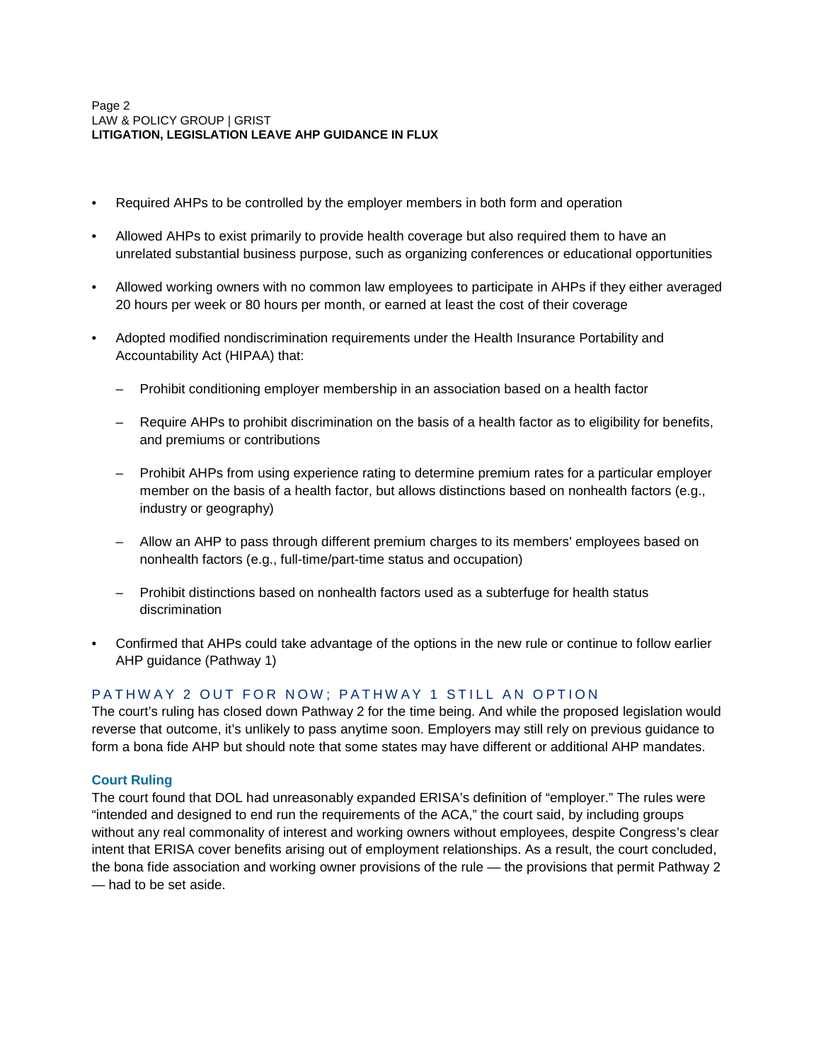- Required AHPs to be controlled by the employer members in both form and operation
- Allowed AHPs to exist primarily to provide health coverage but also required them to have an unrelated substantial business purpose, such as organizing conferences or educational opportunities
- Allowed working owners with no common law employees to participate in AHPs if they either averaged 20 hours per week or 80 hours per month, or earned at least the cost of their coverage
- Adopted modified nondiscrimination requirements under the Health Insurance Portability and Accountability Act (HIPAA) that:
  - Prohibit conditioning employer membership in an association based on a health factor
  - Require AHPs to prohibit discrimination on the basis of a health factor as to eligibility for benefits, and premiums or contributions
  - Prohibit AHPs from using experience rating to determine premium rates for a particular employer member on the basis of a health factor, but allows distinctions based on nonhealth factors (e.g., industry or geography)
  - Allow an AHP to pass through different premium charges to its members' employees based on nonhealth factors (e.g., full-time/part-time status and occupation)
  - Prohibit distinctions based on nonhealth factors used as a subterfuge for health status discrimination
- Confirmed that AHPs could take advantage of the options in the new rule or continue to follow earlier AHP guidance (Pathway 1)

## PATHWAY 2 OUT FOR NOW; PATHWAY 1 STILL AN OPTION

The court's ruling has closed down Pathway 2 for the time being. And while the proposed legislation would reverse that outcome, it's unlikely to pass anytime soon. Employers may still rely on previous guidance to form a bona fide AHP but should note that some states may have different or additional AHP mandates.

### Court Ruling

The court found that DOL had unreasonably expanded ERISA's definition of "employer." The rules were "intended and designed to end run the requirements of the ACA," the court said, by including groups without any real commonality of interest and working owners without employees, despite Congress's clear intent that ERISA cover benefits arising out of employment relationships. As a result, the court concluded, the bona fide association and working owner provisions of the rule — the provisions that permit Pathway 2 — had to be set aside.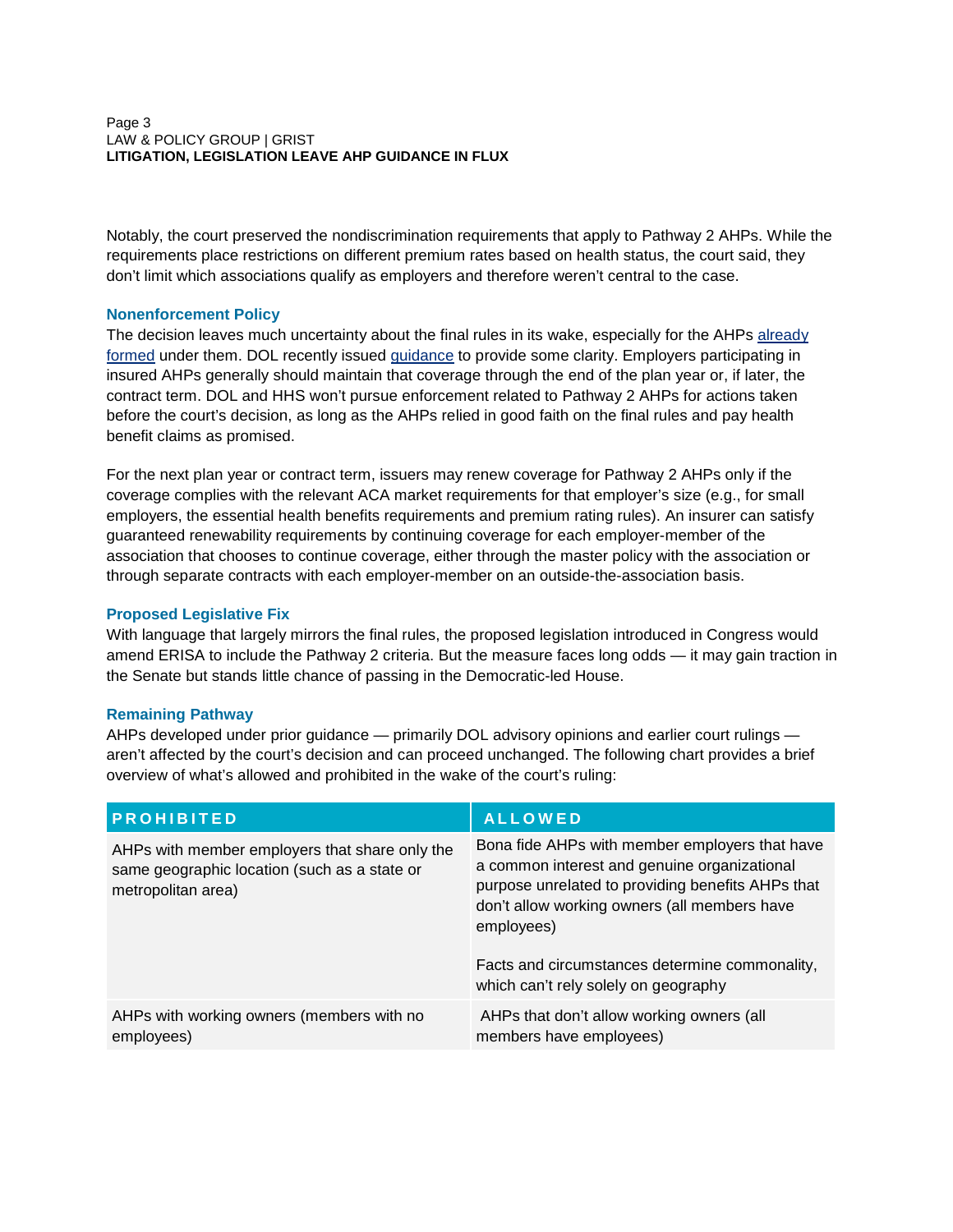Notably, the court preserved the nondiscrimination requirements that apply to Pathway 2 AHPs. While the requirements place restrictions on different premium rates based on health status, the court said, they don't limit which associations qualify as employers and therefore weren't central to the case.

### Nonenforcement Policy

The decision leaves much uncertainty about the final rules in its wake, especially for the AHPs already formed under them. DOL recently issued guidance to provide some clarity. Employers participating in insured AHPs generally should maintain that coverage through the end of the plan year or, if later, the contract term. DOL and HHS won't pursue enforcement related to Pathway 2 AHPs for actions taken before the court's decision, as long as the AHPs relied in good faith on the final rules and pay health benefit claims as promised.

For the next plan year or contract term, issuers may renew coverage for Pathway 2 AHPs only if the coverage complies with the relevant ACA market requirements for that employer's size (e.g., for small employers, the essential health benefits requirements and premium rating rules). An insurer can satisfy guaranteed renewability requirements by continuing coverage for each employer-member of the association that chooses to continue coverage, either through the master policy with the association or through separate contracts with each employer-member on an outside-the-association basis.

### Proposed Legislative Fix

With language that largely mirrors the final rules, the proposed legislation introduced in Congress would amend ERISA to include the Pathway 2 criteria. But the measure faces long odds — it may gain traction in the Senate but stands little chance of passing in the Democratic-led House.

### Remaining Pathway

AHPs developed under prior guidance — primarily DOL advisory opinions and earlier court rulings — aren't affected by the court's decision and can proceed unchanged. The following chart provides a brief overview of what's allowed and prohibited in the wake of the court's ruling:

| PROHIBITED | ALLOWED |
|---|---|
| AHPs with member employers that share only the same geographic location (such as a state or metropolitan area) | Bona fide AHPs with member employers that have a common interest and genuine organizational purpose unrelated to providing benefits AHPs that don't allow working owners (all members have employees)<br><br>Facts and circumstances determine commonality, which can't rely solely on geography |
| AHPs with working owners (members with no employees) | AHPs that don't allow working owners (all members have employees) |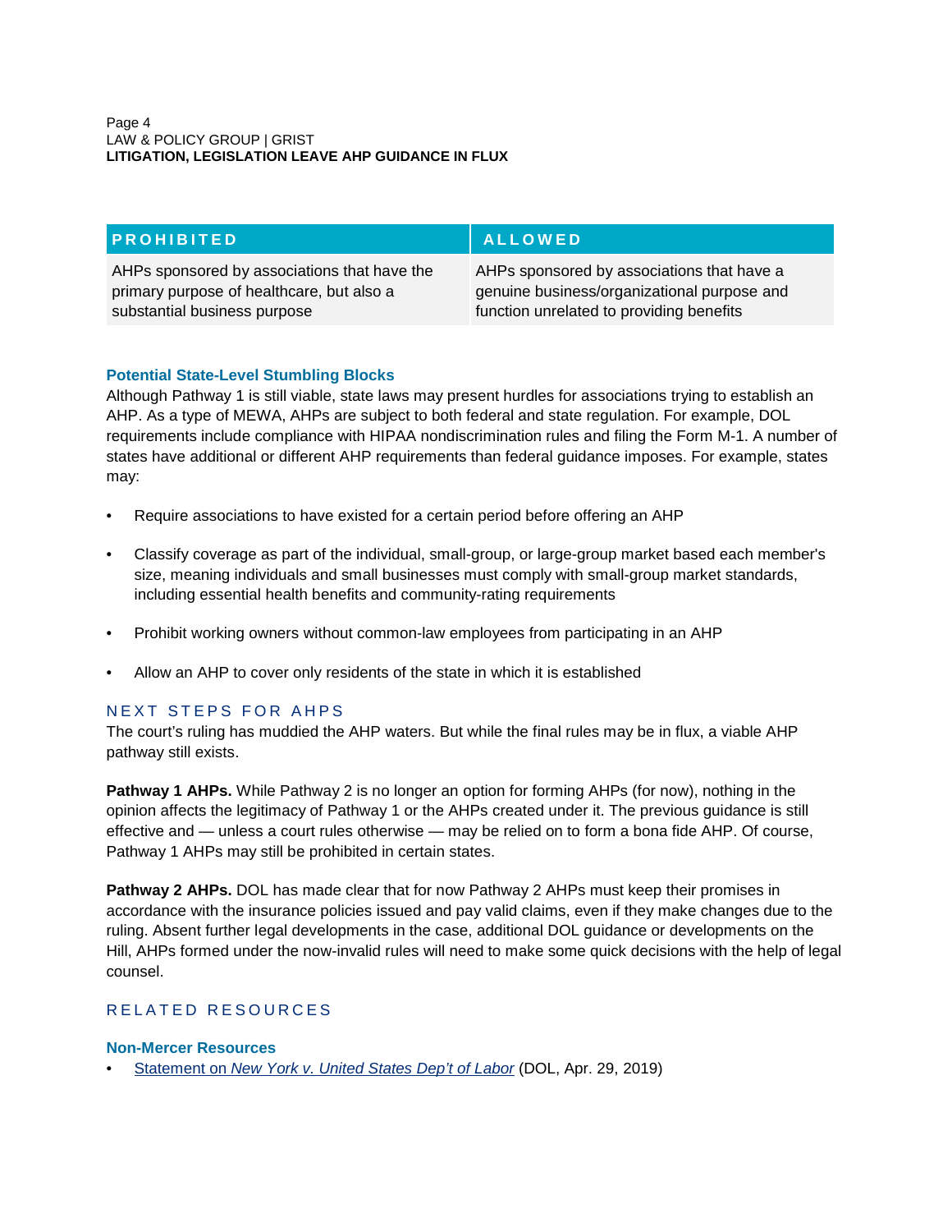| PROHIBITED | ALLOWED |
|---|---|
| AHPs sponsored by associations that have the primary purpose of healthcare, but also a substantial business purpose | AHPs sponsored by associations that have a genuine business/organizational purpose and function unrelated to providing benefits |

### Potential State-Level Stumbling Blocks

Although Pathway 1 is still viable, state laws may present hurdles for associations trying to establish an AHP. As a type of MEWA, AHPs are subject to both federal and state regulation. For example, DOL requirements include compliance with HIPAA nondiscrimination rules and filing the Form M-1. A number of states have additional or different AHP requirements than federal guidance imposes. For example, states may:

- Require associations to have existed for a certain period before offering an AHP
- Classify coverage as part of the individual, small-group, or large-group market based each member's size, meaning individuals and small businesses must comply with small-group market standards, including essential health benefits and community-rating requirements
- Prohibit working owners without common-law employees from participating in an AHP
- Allow an AHP to cover only residents of the state in which it is established

## NEXT STEPS FOR AHPS

The court's ruling has muddied the AHP waters. But while the final rules may be in flux, a viable AHP pathway still exists.

**Pathway 1 AHPs.** While Pathway 2 is no longer an option for forming AHPs (for now), nothing in the opinion affects the legitimacy of Pathway 1 or the AHPs created under it. The previous guidance is still effective and — unless a court rules otherwise — may be relied on to form a bona fide AHP. Of course, Pathway 1 AHPs may still be prohibited in certain states.

**Pathway 2 AHPs.** DOL has made clear that for now Pathway 2 AHPs must keep their promises in accordance with the insurance policies issued and pay valid claims, even if they make changes due to the ruling. Absent further legal developments in the case, additional DOL guidance or developments on the Hill, AHPs formed under the now-invalid rules will need to make some quick decisions with the help of legal counsel.

## RELATED RESOURCES

### Non-Mercer Resources

- Statement on *New York v. United States Dep't of Labor* (DOL, Apr. 29, 2019)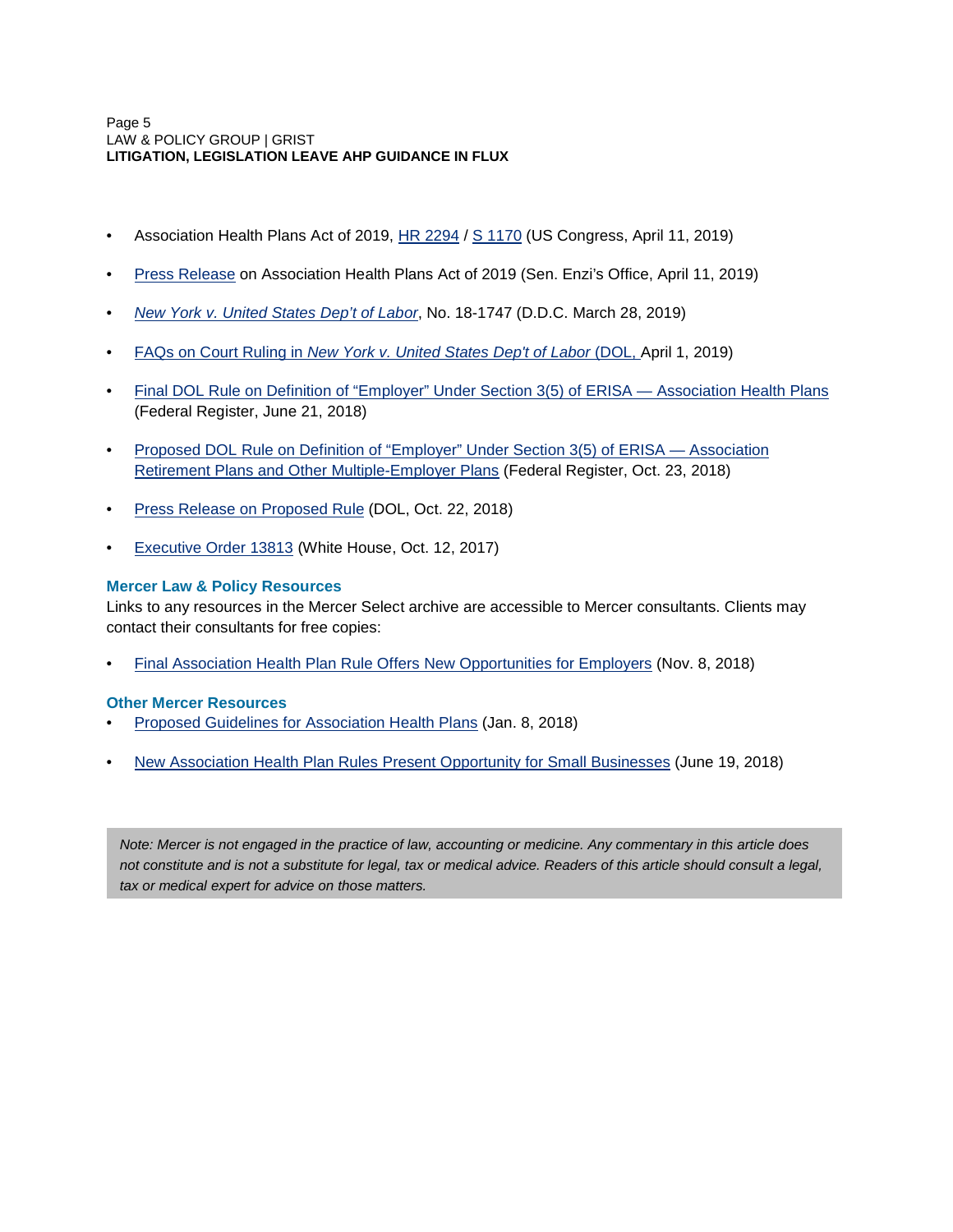- Association Health Plans Act of 2019, HR 2294 / S 1170 (US Congress, April 11, 2019)
- Press Release on Association Health Plans Act of 2019 (Sen. Enzi's Office, April 11, 2019)
- *New York v. United States Dep't of Labor*, No. 18-1747 (D.D.C. March 28, 2019)
- FAQs on Court Ruling in *New York v. United States Dep't of Labor* (DOL, April 1, 2019)
- Final DOL Rule on Definition of "Employer" Under Section 3(5) of ERISA — Association Health Plans (Federal Register, June 21, 2018)
- Proposed DOL Rule on Definition of "Employer" Under Section 3(5) of ERISA — Association Retirement Plans and Other Multiple-Employer Plans (Federal Register, Oct. 23, 2018)
- Press Release on Proposed Rule (DOL, Oct. 22, 2018)
- Executive Order 13813 (White House, Oct. 12, 2017)

### Mercer Law & Policy Resources

Links to any resources in the Mercer Select archive are accessible to Mercer consultants. Clients may contact their consultants for free copies:

- Final Association Health Plan Rule Offers New Opportunities for Employers (Nov. 8, 2018)

### Other Mercer Resources

- Proposed Guidelines for Association Health Plans (Jan. 8, 2018)
- New Association Health Plan Rules Present Opportunity for Small Businesses (June 19, 2018)

*Note: Mercer is not engaged in the practice of law, accounting or medicine. Any commentary in this article does not constitute and is not a substitute for legal, tax or medical advice. Readers of this article should consult a legal, tax or medical expert for advice on those matters.*